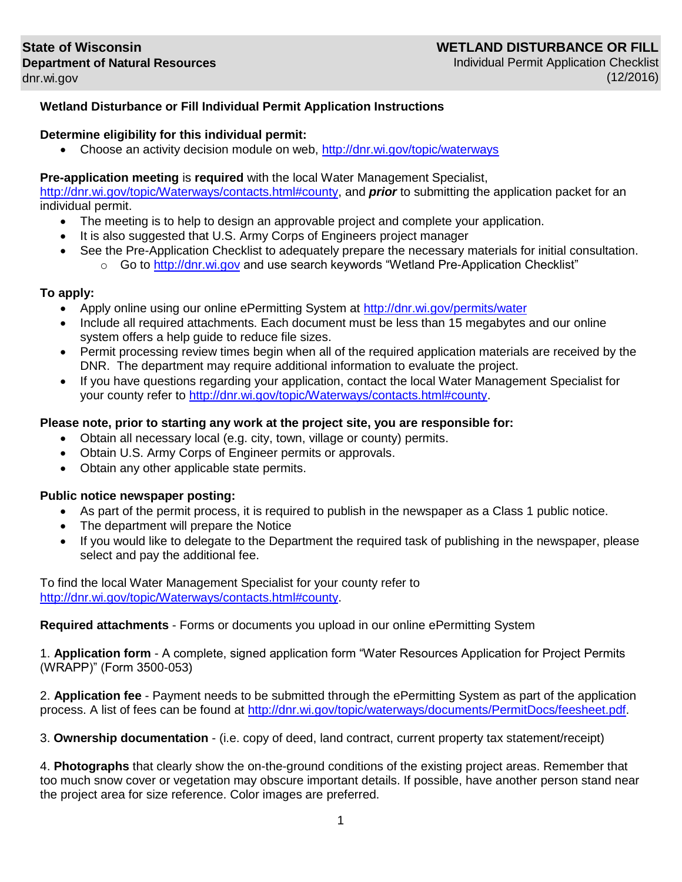**State of Wisconsin**
**Department of Natural Resources**
dnr.wi.gov

**WETLAND DISTURBANCE OR FILL**
Individual Permit Application Checklist
(12/2016)

## Wetland Disturbance or Fill Individual Permit Application Instructions

**Determine eligibility for this individual permit:**

- Choose an activity decision module on web, http://dnr.wi.gov/topic/waterways

**Pre-application meeting** is **required** with the local Water Management Specialist, http://dnr.wi.gov/topic/Waterways/contacts.html#county, and ***prior*** to submitting the application packet for an individual permit.

- The meeting is to help to design an approvable project and complete your application.
- It is also suggested that U.S. Army Corps of Engineers project manager
- See the Pre-Application Checklist to adequately prepare the necessary materials for initial consultation.
  - Go to http://dnr.wi.gov and use search keywords "Wetland Pre-Application Checklist"

**To apply:**

- Apply online using our online ePermitting System at http://dnr.wi.gov/permits/water
- Include all required attachments. Each document must be less than 15 megabytes and our online system offers a help guide to reduce file sizes.
- Permit processing review times begin when all of the required application materials are received by the DNR. The department may require additional information to evaluate the project.
- If you have questions regarding your application, contact the local Water Management Specialist for your county refer to http://dnr.wi.gov/topic/Waterways/contacts.html#county.

**Please note, prior to starting any work at the project site, you are responsible for:**

- Obtain all necessary local (e.g. city, town, village or county) permits.
- Obtain U.S. Army Corps of Engineer permits or approvals.
- Obtain any other applicable state permits.

**Public notice newspaper posting:**

- As part of the permit process, it is required to publish in the newspaper as a Class 1 public notice.
- The department will prepare the Notice
- If you would like to delegate to the Department the required task of publishing in the newspaper, please select and pay the additional fee.

To find the local Water Management Specialist for your county refer to http://dnr.wi.gov/topic/Waterways/contacts.html#county.

**Required attachments** - Forms or documents you upload in our online ePermitting System

1. **Application form** - A complete, signed application form "Water Resources Application for Project Permits (WRAPP)" (Form 3500-053)

2. **Application fee** - Payment needs to be submitted through the ePermitting System as part of the application process. A list of fees can be found at http://dnr.wi.gov/topic/waterways/documents/PermitDocs/feesheet.pdf.

3. **Ownership documentation** - (i.e. copy of deed, land contract, current property tax statement/receipt)

4. **Photographs** that clearly show the on-the-ground conditions of the existing project areas. Remember that too much snow cover or vegetation may obscure important details. If possible, have another person stand near the project area for size reference. Color images are preferred.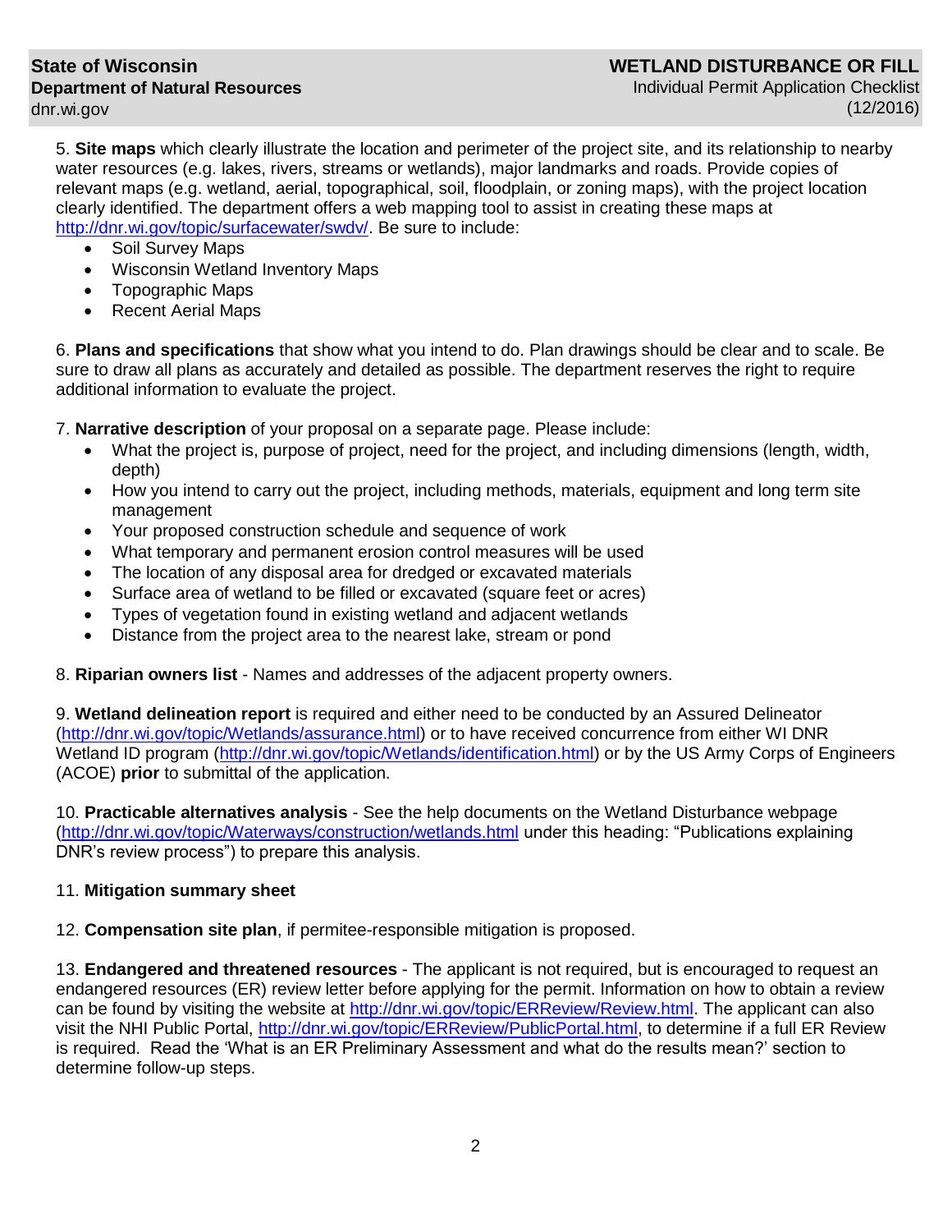5. **Site maps** which clearly illustrate the location and perimeter of the project site, and its relationship to nearby water resources (e.g. lakes, rivers, streams or wetlands), major landmarks and roads. Provide copies of relevant maps (e.g. wetland, aerial, topographical, soil, floodplain, or zoning maps), with the project location clearly identified. The department offers a web mapping tool to assist in creating these maps at http://dnr.wi.gov/topic/surfacewater/swdv/. Be sure to include:

- Soil Survey Maps
- Wisconsin Wetland Inventory Maps
- Topographic Maps
- Recent Aerial Maps

6. **Plans and specifications** that show what you intend to do. Plan drawings should be clear and to scale. Be sure to draw all plans as accurately and detailed as possible. The department reserves the right to require additional information to evaluate the project.

7. **Narrative description** of your proposal on a separate page. Please include:

- What the project is, purpose of project, need for the project, and including dimensions (length, width, depth)
- How you intend to carry out the project, including methods, materials, equipment and long term site management
- Your proposed construction schedule and sequence of work
- What temporary and permanent erosion control measures will be used
- The location of any disposal area for dredged or excavated materials
- Surface area of wetland to be filled or excavated (square feet or acres)
- Types of vegetation found in existing wetland and adjacent wetlands
- Distance from the project area to the nearest lake, stream or pond

8. **Riparian owners list** - Names and addresses of the adjacent property owners.

9. **Wetland delineation report** is required and either need to be conducted by an Assured Delineator (http://dnr.wi.gov/topic/Wetlands/assurance.html) or to have received concurrence from either WI DNR Wetland ID program (http://dnr.wi.gov/topic/Wetlands/identification.html) or by the US Army Corps of Engineers (ACOE) **prior** to submittal of the application.

10. **Practicable alternatives analysis** - See the help documents on the Wetland Disturbance webpage (http://dnr.wi.gov/topic/Waterways/construction/wetlands.html under this heading: "Publications explaining DNR's review process") to prepare this analysis.

11. **Mitigation summary sheet**

12. **Compensation site plan**, if permitee-responsible mitigation is proposed.

13. **Endangered and threatened resources** - The applicant is not required, but is encouraged to request an endangered resources (ER) review letter before applying for the permit. Information on how to obtain a review can be found by visiting the website at http://dnr.wi.gov/topic/ERReview/Review.html. The applicant can also visit the NHI Public Portal, http://dnr.wi.gov/topic/ERReview/PublicPortal.html, to determine if a full ER Review is required. Read the 'What is an ER Preliminary Assessment and what do the results mean?' section to determine follow-up steps.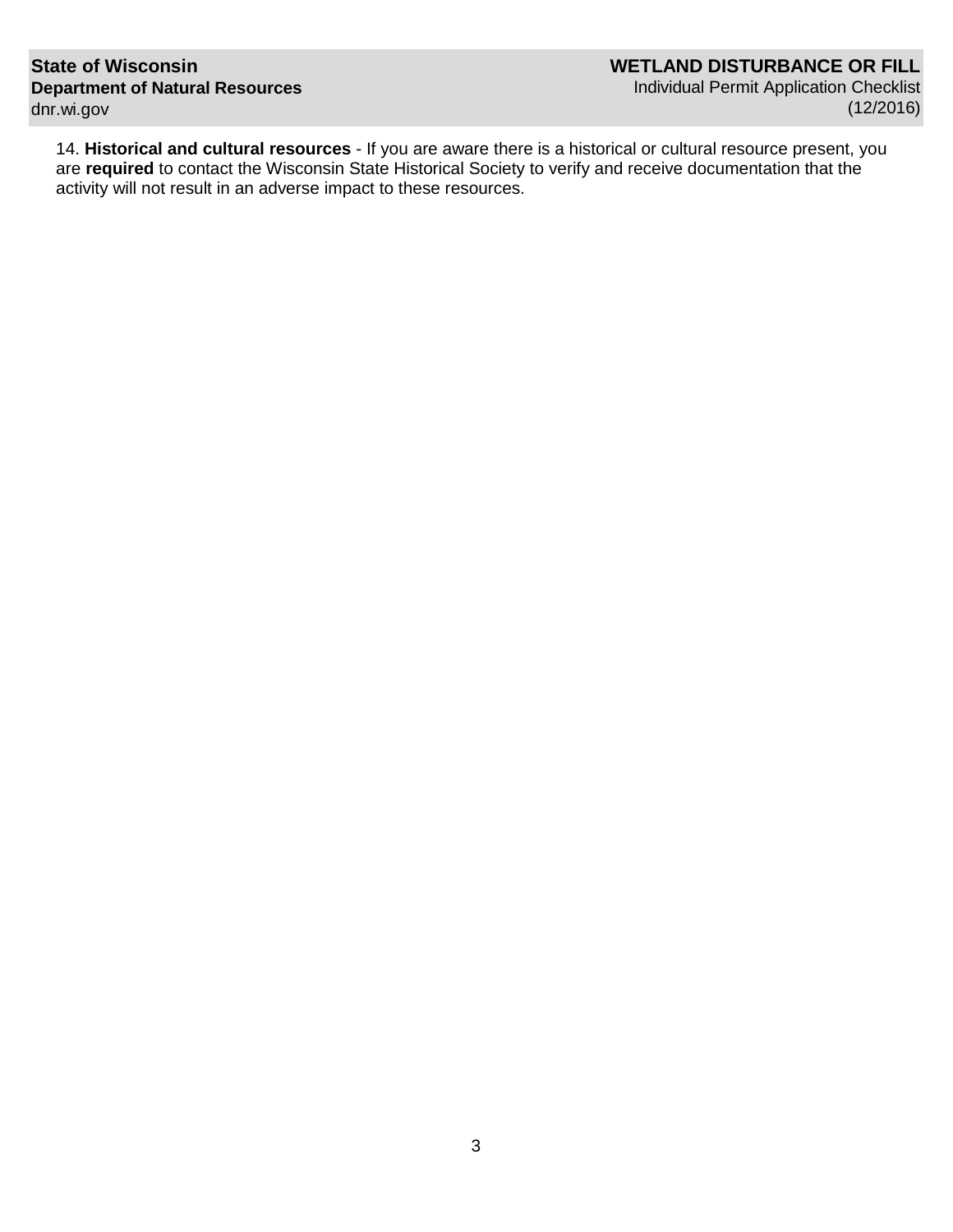14. **Historical and cultural resources** - If you are aware there is a historical or cultural resource present, you are **required** to contact the Wisconsin State Historical Society to verify and receive documentation that the activity will not result in an adverse impact to these resources.